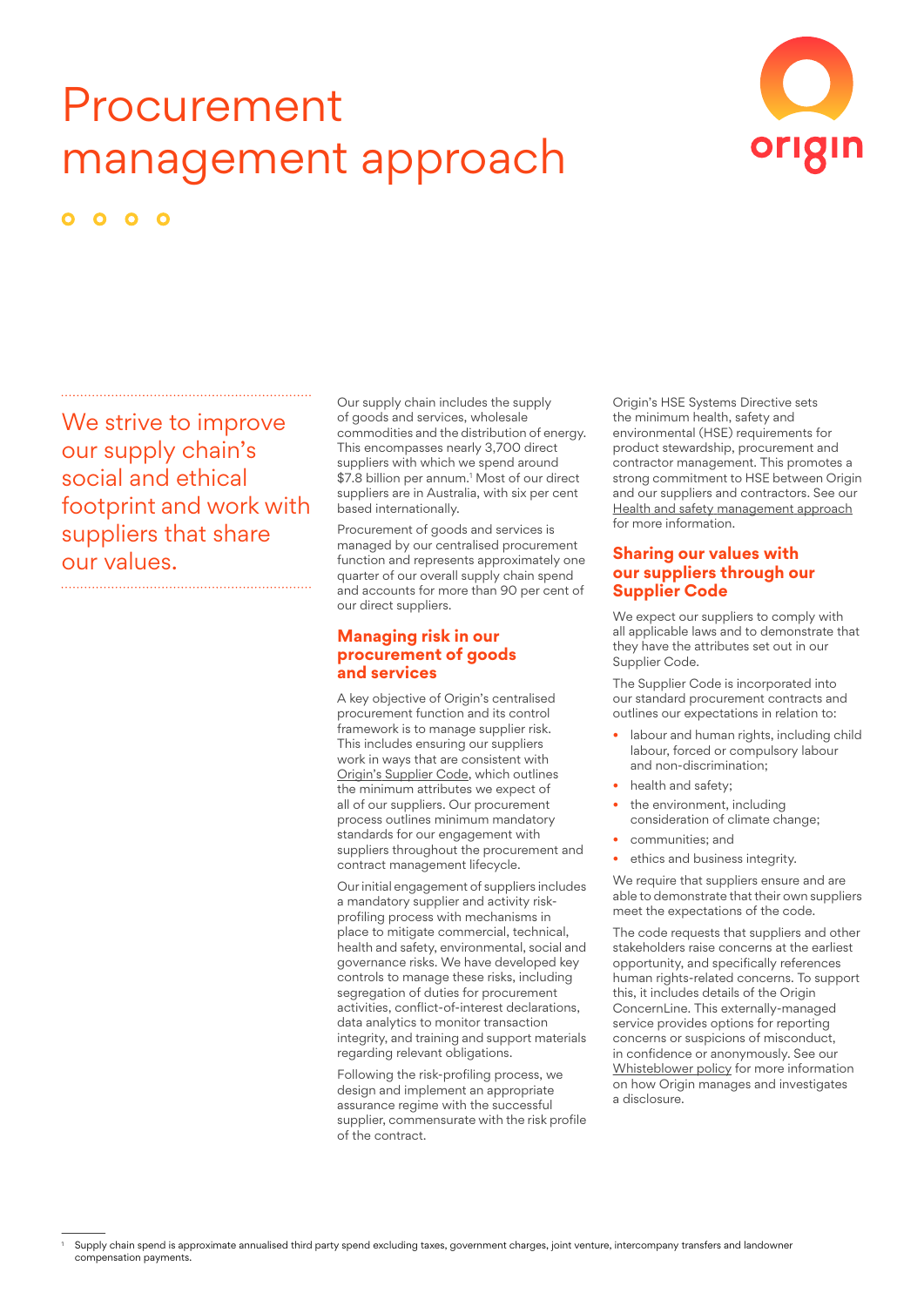# Procurement management approach

We strive to improve our supply chain's social and ethical footprint and work with suppliers that share our values.

Our supply chain includes the supply of goods and services, wholesale commodities and the distribution of energy. This encompasses nearly 3,700 direct suppliers with which we spend around $7.8 billion per annum.[1] Most of our direct suppliers are in Australia, with six per cent based internationally.

Procurement of goods and services is managed by our centralised procurement function and represents approximately one quarter of our overall supply chain spend and accounts for more than 90 per cent of our direct suppliers.

## Managing risk in our procurement of goods and services

A key objective of Origin's centralised procurement function and its control framework is to manage supplier risk. This includes ensuring our suppliers work in ways that are consistent with Origin's Supplier Code, which outlines the minimum attributes we expect of all of our suppliers. Our procurement process outlines minimum mandatory standards for our engagement with suppliers throughout the procurement and contract management lifecycle.

Our initial engagement of suppliers includes a mandatory supplier and activity risk-profiling process with mechanisms in place to mitigate commercial, technical, health and safety, environmental, social and governance risks. We have developed key controls to manage these risks, including segregation of duties for procurement activities, conflict-of-interest declarations, data analytics to monitor transaction integrity, and training and support materials regarding relevant obligations.

Following the risk-profiling process, we design and implement an appropriate assurance regime with the successful supplier, commensurate with the risk profile of the contract.

Origin's HSE Systems Directive sets the minimum health, safety and environmental (HSE) requirements for product stewardship, procurement and contractor management. This promotes a strong commitment to HSE between Origin and our suppliers and contractors. See our Health and safety management approach for more information.

## Sharing our values with our suppliers through our Supplier Code

We expect our suppliers to comply with all applicable laws and to demonstrate that they have the attributes set out in our Supplier Code.

The Supplier Code is incorporated into our standard procurement contracts and outlines our expectations in relation to:

- labour and human rights, including child labour, forced or compulsory labour and non-discrimination;
- health and safety;
- the environment, including consideration of climate change;
- communities; and
- ethics and business integrity.

We require that suppliers ensure and are able to demonstrate that their own suppliers meet the expectations of the code.

The code requests that suppliers and other stakeholders raise concerns at the earliest opportunity, and specifically references human rights-related concerns. To support this, it includes details of the Origin ConcernLine. This externally-managed service provides options for reporting concerns or suspicions of misconduct, in confidence or anonymously. See our Whistleblower policy for more information on how Origin manages and investigates a disclosure.

[1] Supply chain spend is approximate annualised third party spend excluding taxes, government charges, joint venture, intercompany transfers and landowner compensation payments.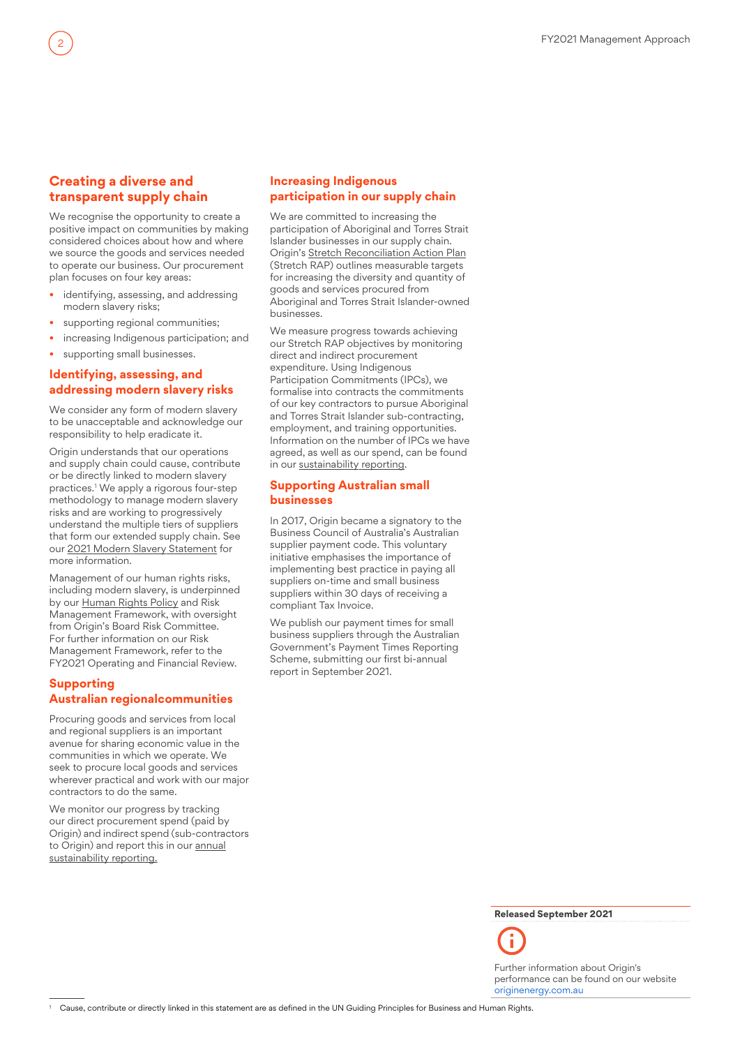## Creating a diverse and transparent supply chain

We recognise the opportunity to create a positive impact on communities by making considered choices about how and where we source the goods and services needed to operate our business. Our procurement plan focuses on four key areas:

- identifying, assessing, and addressing modern slavery risks;
- supporting regional communities;
- increasing Indigenous participation; and
- supporting small businesses.

### Identifying, assessing, and addressing modern slavery risks

We consider any form of modern slavery to be unacceptable and acknowledge our responsibility to help eradicate it.

Origin understands that our operations and supply chain could cause, contribute or be directly linked to modern slavery practices.[1] We apply a rigorous four-step methodology to manage modern slavery risks and are working to progressively understand the multiple tiers of suppliers that form our extended supply chain. See our 2021 Modern Slavery Statement for more information.

Management of our human rights risks, including modern slavery, is underpinned by our Human Rights Policy and Risk Management Framework, with oversight from Origin's Board Risk Committee. For further information on our Risk Management Framework, refer to the FY2021 Operating and Financial Review.

### Supporting Australian regionalcommunities

Procuring goods and services from local and regional suppliers is an important avenue for sharing economic value in the communities in which we operate. We seek to procure local goods and services wherever practical and work with our major contractors to do the same.

We monitor our progress by tracking our direct procurement spend (paid by Origin) and indirect spend (sub-contractors to Origin) and report this in our annual sustainability reporting.

### Increasing Indigenous participation in our supply chain

We are committed to increasing the participation of Aboriginal and Torres Strait Islander businesses in our supply chain. Origin's Stretch Reconciliation Action Plan (Stretch RAP) outlines measurable targets for increasing the diversity and quantity of goods and services procured from Aboriginal and Torres Strait Islander-owned businesses.

We measure progress towards achieving our Stretch RAP objectives by monitoring direct and indirect procurement expenditure. Using Indigenous Participation Commitments (IPCs), we formalise into contracts the commitments of our key contractors to pursue Aboriginal and Torres Strait Islander sub-contracting, employment, and training opportunities. Information on the number of IPCs we have agreed, as well as our spend, can be found in our sustainability reporting.

### Supporting Australian small businesses

In 2017, Origin became a signatory to the Business Council of Australia's Australian supplier payment code. This voluntary initiative emphasises the importance of implementing best practice in paying all suppliers on-time and small business suppliers within 30 days of receiving a compliant Tax Invoice.

We publish our payment times for small business suppliers through the Australian Government's Payment Times Reporting Scheme, submitting our first bi-annual report in September 2021.

**Released September 2021**

Further information about Origin's performance can be found on our website originenergy.com.au

[1] Cause, contribute or directly linked in this statement are as defined in the UN Guiding Principles for Business and Human Rights.